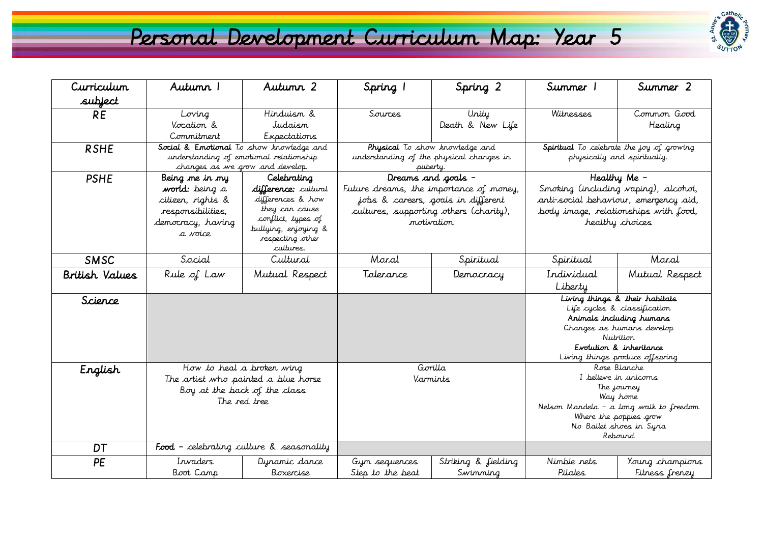# Personal Development Curriculum Map: Year 5

| Curriculum subject | Autumn 1 | Autumn 2 | Spring 1 | Spring 2 | Summer 1 | Summer 2 |
|---|---|---|---|---|---|---|
| RE | Loving<br>Vocation & Commitment | Hinduism & Judaism<br>Expectations | Sources | Unity<br>Death & New Life | Witnesses | Common Good<br>Healing |
| RSHE | **Social & Emotional** To show knowledge and understanding of emotional relationship changes as we grow and develop. | | **Physical** To show knowledge and understanding of the physical changes in puberty. | | **Spiritual** To celebrate the joy of growing physically and spiritually. | |
| PSHE | **Being me in my world:** being a citizen, rights & responsibilities, democracy, having a voice | **Celebrating difference:** cultural differences & how they can cause conflict, types of bullying, enjoying & respecting other cultures. | **Dreams and goals** – Future dreams, the importance of money, jobs & careers, goals in different cultures, supporting others (charity), motivation | | **Healthy Me** – Smoking (including vaping), alcohol, anti-social behaviour, emergency aid, body image, relationships with food, healthy choices | |
| SMSC | Social | Cultural | Moral | Spiritual | Spiritual | Moral |
| British Values | Rule of Law | Mutual Respect | Tolerance | Democracy | Individual Liberty | Mutual Respect |
| Science | | | | | **Living things & their habitats**<br>Life cycles & classification<br>**Animals including humans**<br>Changes as humans develop<br>Nutrition<br>**Evolution & inheritance**<br>Living things produce offspring | |
| English | How to heal a broken wing<br>The artist who painted a blue horse<br>Boy at the back of the class<br>The red tree | | Gorilla<br>Varmints | | Rose Blanche<br>I believe in unicorns<br>The journey<br>Way home<br>Nelson Mandela – a long walk to freedom<br>Where the poppies grow<br>No Ballet shoes in Syria<br>Rebound | |
| DT | **Food** – celebrating culture & seasonality | | | | | |
| PE | Invaders<br>Boot Camp | Dynamic dance<br>Boxercise | Gym sequences<br>Step to the beat | Striking & fielding<br>Swimming | Nimble nets<br>Pilates | Young champions<br>Fitness frenzy |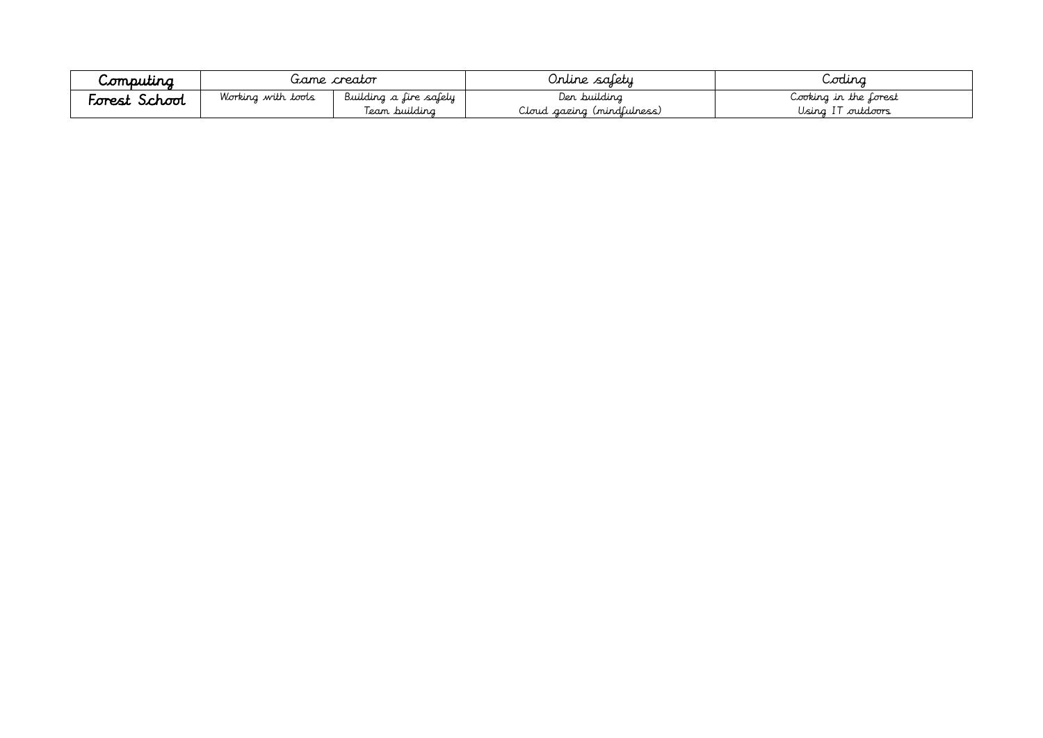| | | | | |
|---|---|---|---|---|
| **Computing** | Game creator | | Online safety | Coding |
| **Forest School** | Working with tools | Building a fire safely<br>Team building | Den building<br>Cloud gazing (mindfulness) | Cooking in the forest<br>Using IT outdoors |